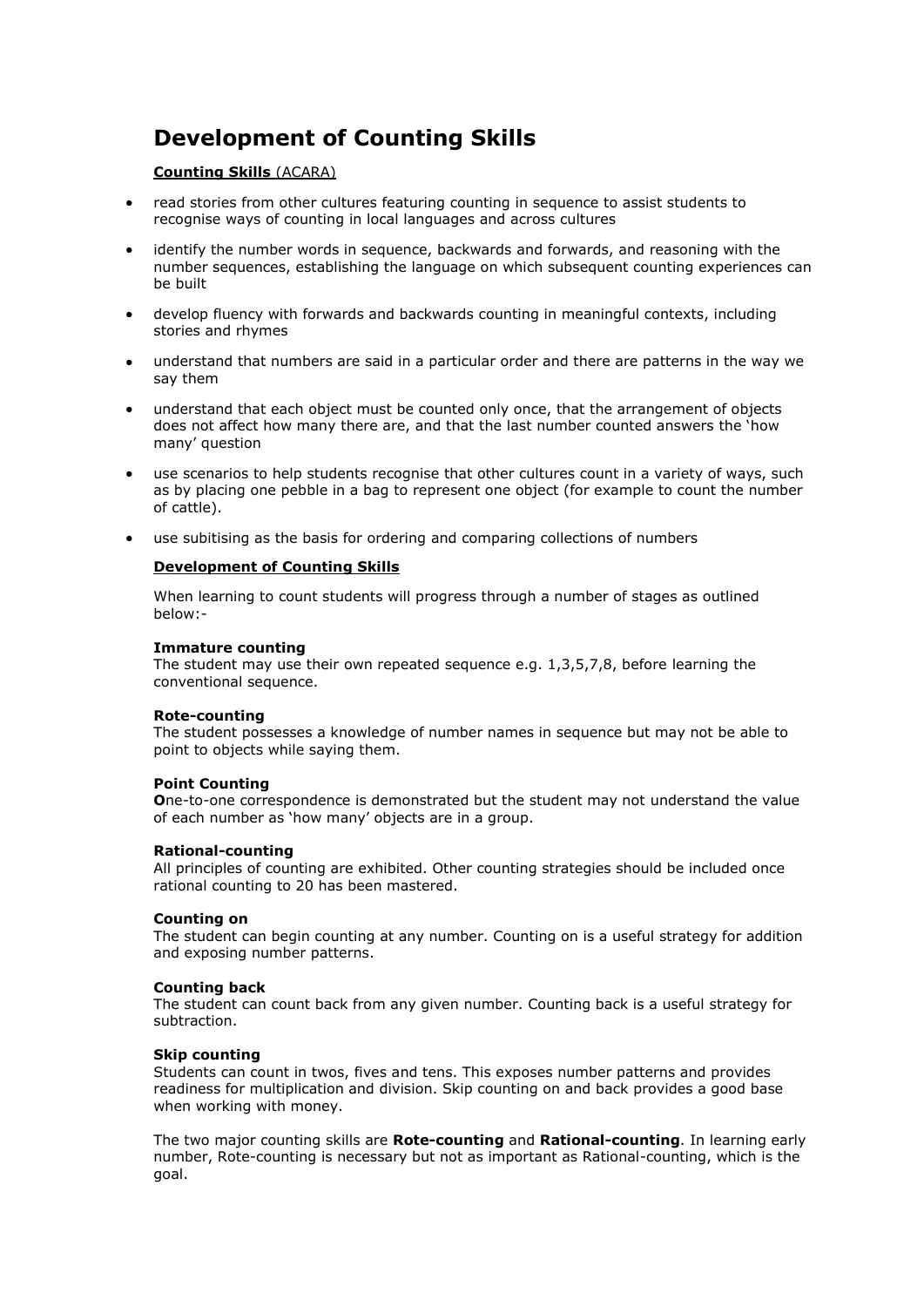# Development of Counting Skills

**Counting Skills** (ACARA)

- read stories from other cultures featuring counting in sequence to assist students to recognise ways of counting in local languages and across cultures
- identify the number words in sequence, backwards and forwards, and reasoning with the number sequences, establishing the language on which subsequent counting experiences can be built
- develop fluency with forwards and backwards counting in meaningful contexts, including stories and rhymes
- understand that numbers are said in a particular order and there are patterns in the way we say them
- understand that each object must be counted only once, that the arrangement of objects does not affect how many there are, and that the last number counted answers the 'how many' question
- use scenarios to help students recognise that other cultures count in a variety of ways, such as by placing one pebble in a bag to represent one object (for example to count the number of cattle).
- use subitising as the basis for ordering and comparing collections of numbers

**Development of Counting Skills**

When learning to count students will progress through a number of stages as outlined below:-

**Immature counting**
The student may use their own repeated sequence e.g. 1,3,5,7,8, before learning the conventional sequence.

**Rote-counting**
The student possesses a knowledge of number names in sequence but may not be able to point to objects while saying them.

**Point Counting**
**O**ne-to-one correspondence is demonstrated but the student may not understand the value of each number as 'how many' objects are in a group.

**Rational-counting**
All principles of counting are exhibited. Other counting strategies should be included once rational counting to 20 has been mastered.

**Counting on**
The student can begin counting at any number. Counting on is a useful strategy for addition and exposing number patterns.

**Counting back**
The student can count back from any given number. Counting back is a useful strategy for subtraction.

**Skip counting**
Students can count in twos, fives and tens. This exposes number patterns and provides readiness for multiplication and division. Skip counting on and back provides a good base when working with money.

The two major counting skills are **Rote-counting** and **Rational-counting**. In learning early number, Rote-counting is necessary but not as important as Rational-counting, which is the goal.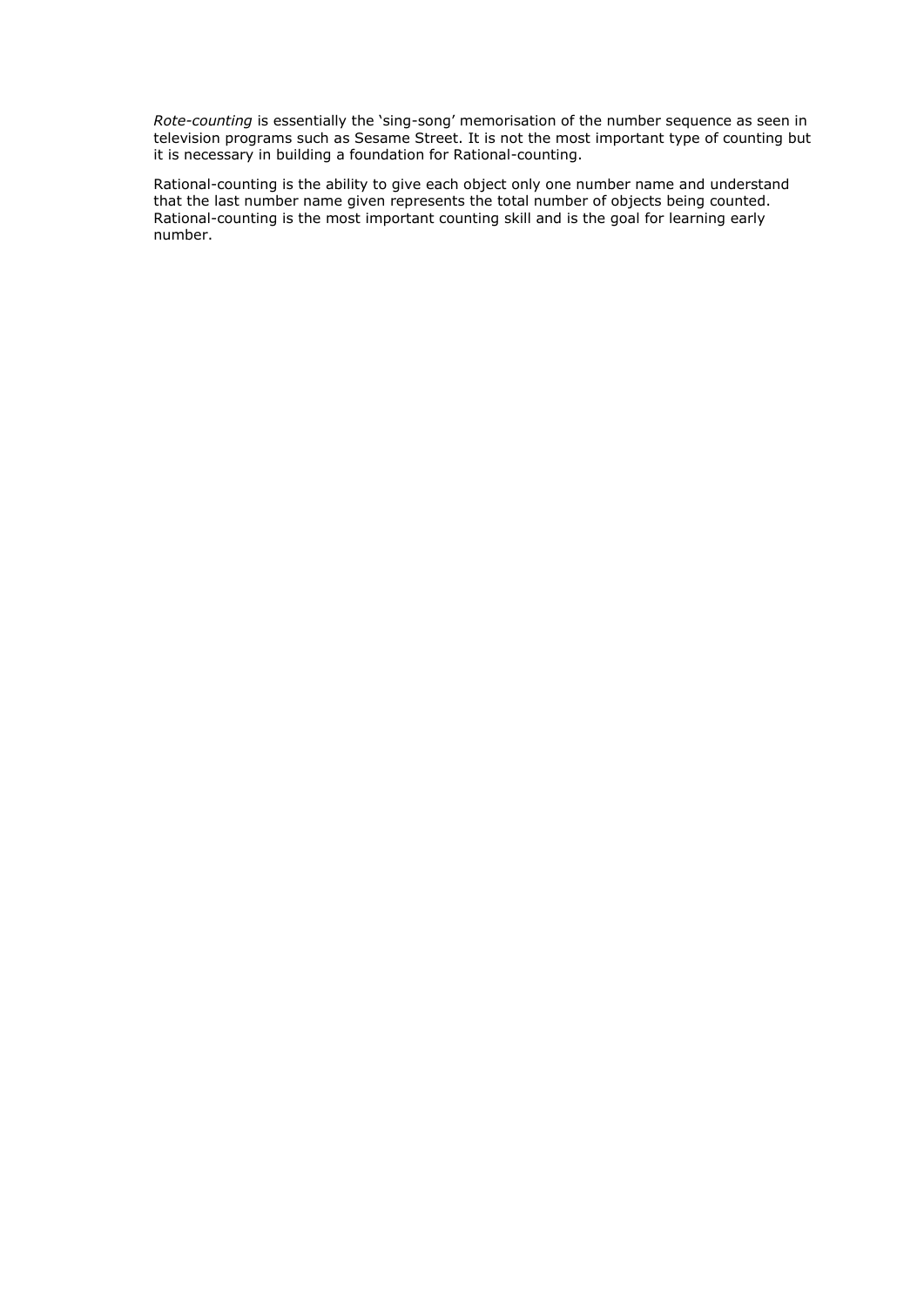*Rote-counting* is essentially the 'sing-song' memorisation of the number sequence as seen in television programs such as Sesame Street. It is not the most important type of counting but it is necessary in building a foundation for Rational-counting.

Rational-counting is the ability to give each object only one number name and understand that the last number name given represents the total number of objects being counted. Rational-counting is the most important counting skill and is the goal for learning early number.